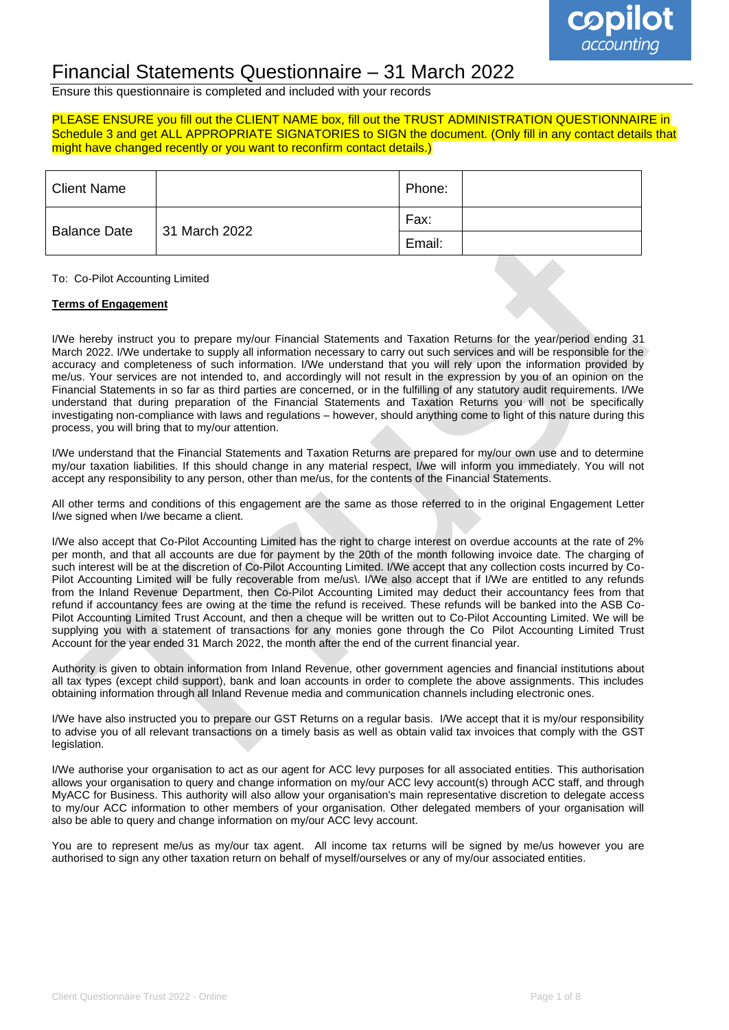# Financial Statements Questionnaire – 31 March 2022

Ensure this questionnaire is completed and included with your records

PLEASE ENSURE you fill out the CLIENT NAME box, fill out the TRUST ADMINISTRATION QUESTIONNAIRE in Schedule 3 and get ALL APPROPRIATE SIGNATORIES to SIGN the document. (Only fill in any contact details that might have changed recently or you want to reconfirm contact details.)

| Client Name | | Phone: | |
|---|---|---|---|
| Balance Date | 31 March 2022 | Fax: | |
| | | Email: | |

To: Co-Pilot Accounting Limited

**Terms of Engagement**

I/We hereby instruct you to prepare my/our Financial Statements and Taxation Returns for the year/period ending 31 March 2022. I/We undertake to supply all information necessary to carry out such services and will be responsible for the accuracy and completeness of such information. I/We understand that you will rely upon the information provided by me/us. Your services are not intended to, and accordingly will not result in the expression by you of an opinion on the Financial Statements in so far as third parties are concerned, or in the fulfilling of any statutory audit requirements. I/We understand that during preparation of the Financial Statements and Taxation Returns you will not be specifically investigating non-compliance with laws and regulations – however, should anything come to light of this nature during this process, you will bring that to my/our attention.

I/We understand that the Financial Statements and Taxation Returns are prepared for my/our own use and to determine my/our taxation liabilities. If this should change in any material respect, I/we will inform you immediately. You will not accept any responsibility to any person, other than me/us, for the contents of the Financial Statements.

All other terms and conditions of this engagement are the same as those referred to in the original Engagement Letter I/we signed when I/we became a client.

I/We also accept that Co-Pilot Accounting Limited has the right to charge interest on overdue accounts at the rate of 2% per month, and that all accounts are due for payment by the 20th of the month following invoice date. The charging of such interest will be at the discretion of Co-Pilot Accounting Limited. I/We accept that any collection costs incurred by Co-Pilot Accounting Limited will be fully recoverable from me/us\. I/We also accept that if I/We are entitled to any refunds from the Inland Revenue Department, then Co-Pilot Accounting Limited may deduct their accountancy fees from that refund if accountancy fees are owing at the time the refund is received. These refunds will be banked into the ASB Co-Pilot Accounting Limited Trust Account, and then a cheque will be written out to Co-Pilot Accounting Limited. We will be supplying you with a statement of transactions for any monies gone through the Co Pilot Accounting Limited Trust Account for the year ended 31 March 2022, the month after the end of the current financial year.

Authority is given to obtain information from Inland Revenue, other government agencies and financial institutions about all tax types (except child support), bank and loan accounts in order to complete the above assignments. This includes obtaining information through all Inland Revenue media and communication channels including electronic ones.

I/We have also instructed you to prepare our GST Returns on a regular basis. I/We accept that it is my/our responsibility to advise you of all relevant transactions on a timely basis as well as obtain valid tax invoices that comply with the GST legislation.

I/We authorise your organisation to act as our agent for ACC levy purposes for all associated entities. This authorisation allows your organisation to query and change information on my/our ACC levy account(s) through ACC staff, and through MyACC for Business. This authority will also allow your organisation's main representative discretion to delegate access to my/our ACC information to other members of your organisation. Other delegated members of your organisation will also be able to query and change information on my/our ACC levy account.

You are to represent me/us as my/our tax agent. All income tax returns will be signed by me/us however you are authorised to sign any other taxation return on behalf of myself/ourselves or any of my/our associated entities.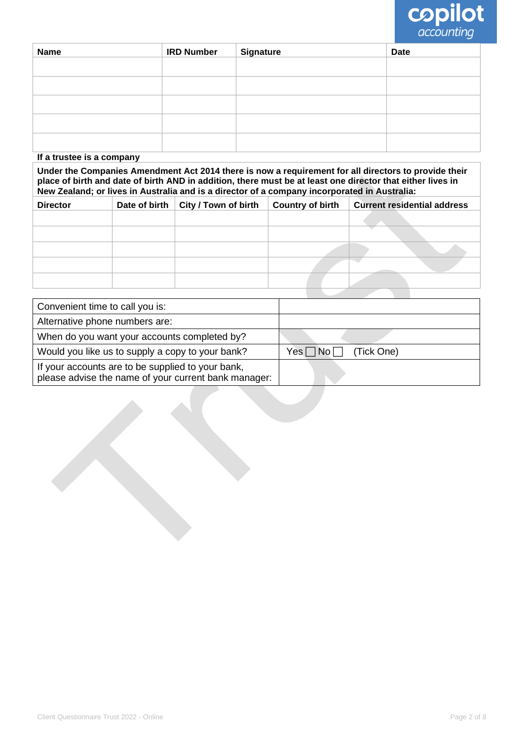| Name | IRD Number | Signature | Date |
|---|---|---|---|
| | | | |
| | | | |
| | | | |
| | | | |
| | | | |

**If a trustee is a company**

**Under the Companies Amendment Act 2014 there is now a requirement for all directors to provide their place of birth and date of birth AND in addition, there must be at least one director that either lives in New Zealand; or lives in Australia and is a director of a company incorporated in Australia:**

| Director | Date of birth | City / Town of birth | Country of birth | Current residential address |
|---|---|---|---|---|
| | | | | |
| | | | | |
| | | | | |
| | | | | |
| | | | | |

| | |
|---|---|
| Convenient time to call you is: | |
| Alternative phone numbers are: | |
| When do you want your accounts completed by? | |
| Would you like us to supply a copy to your bank? | Yes ☐ No ☐ (Tick One) |
| If your accounts are to be supplied to your bank, please advise the name of your current bank manager: | |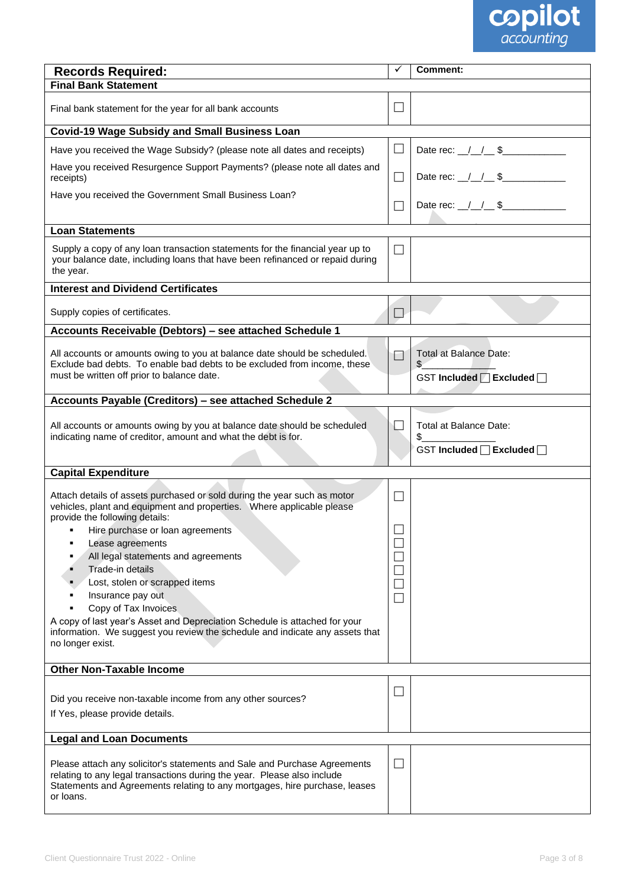| Records Required: | ✓ | Comment: |
|---|---|---|
| **Final Bank Statement** | | |
| Final bank statement for the year for all bank accounts | ☐ | |
| **Covid-19 Wage Subsidy and Small Business Loan** | | |
| Have you received the Wage Subsidy? (please note all dates and receipts) | ☐ | Date rec: __/__/__ $___________ |
| Have you received Resurgence Support Payments? (please note all dates and receipts) | ☐ | Date rec: __/__/__ $___________ |
| Have you received the Government Small Business Loan? | ☐ | Date rec: __/__/__ $___________ |
| **Loan Statements** | | |
| Supply a copy of any loan transaction statements for the financial year up to your balance date, including loans that have been refinanced or repaid during the year. | ☐ | |
| **Interest and Dividend Certificates** | | |
| Supply copies of certificates. | ☐ | |
| **Accounts Receivable (Debtors) – see attached Schedule 1** | | |
| All accounts or amounts owing to you at balance date should be scheduled. Exclude bad debts. To enable bad debts to be excluded from income, these must be written off prior to balance date. | ☐ | Total at Balance Date: $___________ GST **Included** ☐ **Excluded** ☐ |
| **Accounts Payable (Creditors) – see attached Schedule 2** | | |
| All accounts or amounts owing by you at balance date should be scheduled indicating name of creditor, amount and what the debt is for. | ☐ | Total at Balance Date: $___________ GST **Included** ☐ **Excluded** ☐ |
| **Capital Expenditure** | | |
| Attach details of assets purchased or sold during the year such as motor vehicles, plant and equipment and properties. Where applicable please provide the following details: | ☐ | |
| ▪ Hire purchase or loan agreements | ☐ | |
| ▪ Lease agreements | ☐ | |
| ▪ All legal statements and agreements | ☐ | |
| ▪ Trade-in details | ☐ | |
| ▪ Lost, stolen or scrapped items | ☐ | |
| ▪ Insurance pay out | ☐ | |
| ▪ Copy of Tax Invoices | | |
| A copy of last year's Asset and Depreciation Schedule is attached for your information. We suggest you review the schedule and indicate any assets that no longer exist. | | |
| **Other Non-Taxable Income** | | |
| Did you receive non-taxable income from any other sources? If Yes, please provide details. | ☐ | |
| **Legal and Loan Documents** | | |
| Please attach any solicitor's statements and Sale and Purchase Agreements relating to any legal transactions during the year. Please also include Statements and Agreements relating to any mortgages, hire purchase, leases or loans. | ☐ | |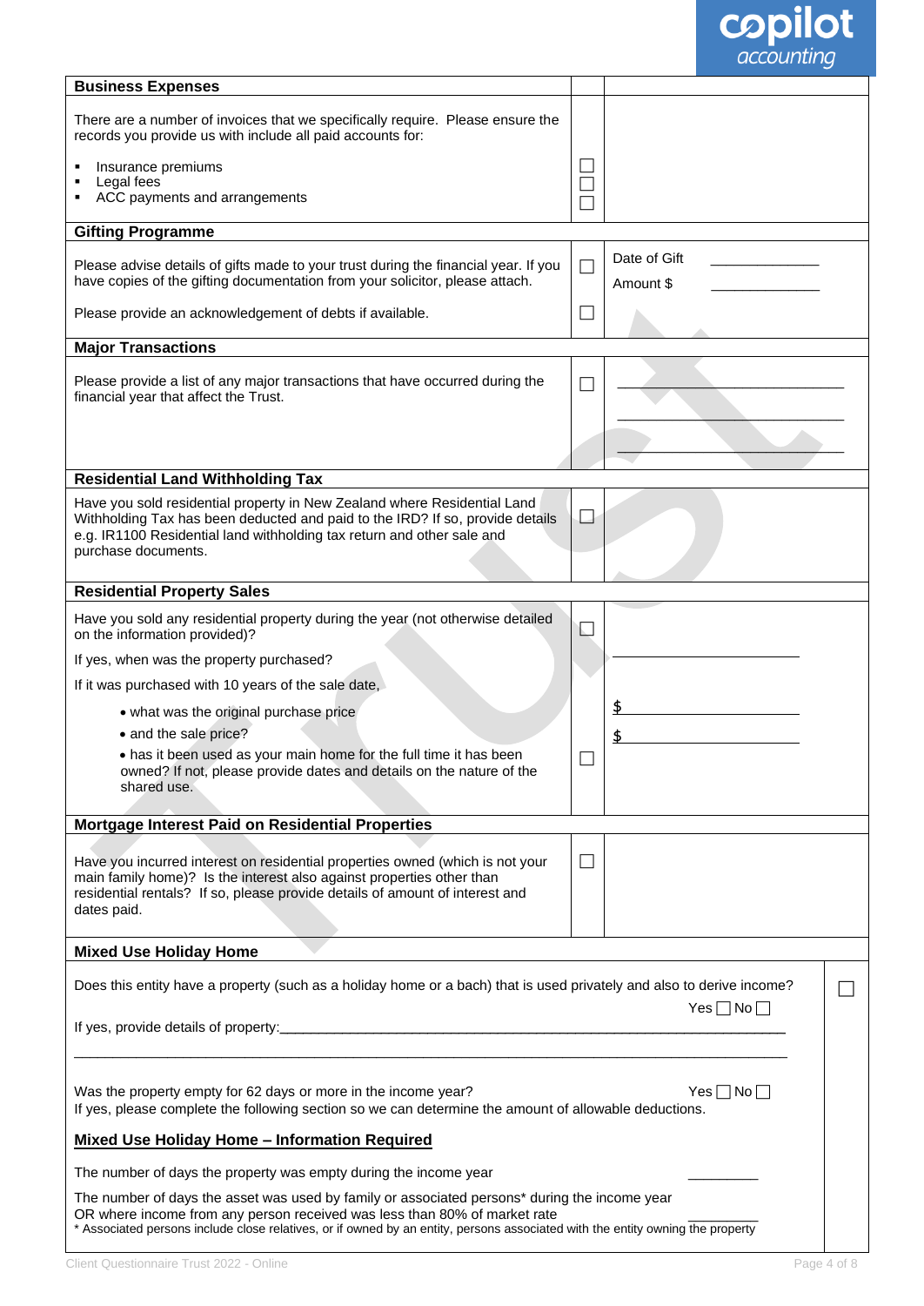| Business Expenses | | |
|---|---|---|
| There are a number of invoices that we specifically require. Please ensure the records you provide us with include all paid accounts for: | | |
| ▪ Insurance premiums | ☐ | |
| ▪ Legal fees | ☐ | |
| ▪ ACC payments and arrangements | ☐ | |
| **Gifting Programme** | | |
| Please advise details of gifts made to your trust during the financial year. If you have copies of the gifting documentation from your solicitor, please attach. | ☐ | Date of Gift ______________<br>Amount $ ______________ |
| Please provide an acknowledgement of debts if available. | ☐ | |
| **Major Transactions** | | |
| Please provide a list of any major transactions that have occurred during the financial year that affect the Trust. | ☐ | ______________________________<br>______________________________<br>______________________________ |
| **Residential Land Withholding Tax** | | |
| Have you sold residential property in New Zealand where Residential Land Withholding Tax has been deducted and paid to the IRD? If so, provide details e.g. IR1100 Residential land withholding tax return and other sale and purchase documents. | ☐ | |
| **Residential Property Sales** | | |
| Have you sold any residential property during the year (not otherwise detailed on the information provided)? | ☐ | |
| If yes, when was the property purchased? | | ______________________ |
| If it was purchased with 10 years of the sale date, | | |
| • what was the original purchase price | | $ ______________________ |
| • and the sale price? | | $ ______________________ |
| • has it been used as your main home for the full time it has been owned? If not, please provide dates and details on the nature of the shared use. | ☐ | |
| **Mortgage Interest Paid on Residential Properties** | | |
| Have you incurred interest on residential properties owned (which is not your main family home)? Is the interest also against properties other than residential rentals? If so, please provide details of amount of interest and dates paid. | ☐ | |

**Mixed Use Holiday Home**

Does this entity have a property (such as a holiday home or a bach) that is used privately and also to derive income? ☐

Yes ☐ No ☐

If yes, provide details of property:_______________________________________________________________

_______________________________________________________________________________________

Was the property empty for 62 days or more in the income year? Yes ☐ No ☐

If yes, please complete the following section so we can determine the amount of allowable deductions.

**Mixed Use Holiday Home – Information Required**

The number of days the property was empty during the income year _________

The number of days the asset was used by family or associated persons* during the income year OR where income from any person received was less than 80% of market rate _________

\* Associated persons include close relatives, or if owned by an entity, persons associated with the entity owning the property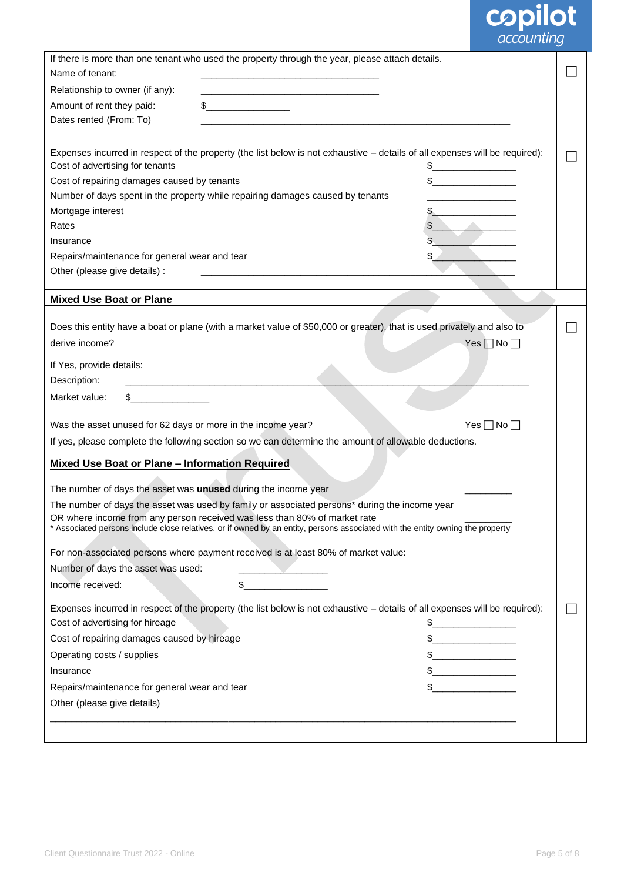If there is more than one tenant who used the property through the year, please attach details. ☐

Name of tenant: ___________________________________

Relationship to owner (if any): ___________________________________

Amount of rent they paid: $________________

Dates rented (From: To) ________________________________________________________________

Expenses incurred in respect of the property (the list below is not exhaustive – details of all expenses will be required): ☐

Cost of advertising for tenants $________________

Cost of repairing damages caused by tenants $________________

Number of days spent in the property while repairing damages caused by tenants ________________

Mortgage interest $________________

Rates $________________

Insurance $________________

Repairs/maintenance for general wear and tear $________________

Other (please give details) : ________________________________________________________________

## Mixed Use Boat or Plane

Does this entity have a boat or plane (with a market value of $50,000 or greater), that is used privately and also to derive income? Yes ☐ No ☐ ☐

If Yes, provide details:

Description: ________________________________________________________________

Market value: $________________

Was the asset unused for 62 days or more in the income year? Yes ☐ No ☐

If yes, please complete the following section so we can determine the amount of allowable deductions.

### Mixed Use Boat or Plane – Information Required

The number of days the asset was **unused** during the income year __________

The number of days the asset was used by family or associated persons* during the income year OR where income from any person received was less than 80% of market rate __________

\* Associated persons include close relatives, or if owned by an entity, persons associated with the entity owning the property

For non-associated persons where payment received is at least 80% of market value:

Number of days the asset was used: ________________

Income received: $________________

Expenses incurred in respect of the property (the list below is not exhaustive – details of all expenses will be required): ☐

Cost of advertising for hireage $________________

Cost of repairing damages caused by hireage $________________

Operating costs / supplies $________________

Insurance $________________

Repairs/maintenance for general wear and tear $________________

Other (please give details)

________________________________________________________________________________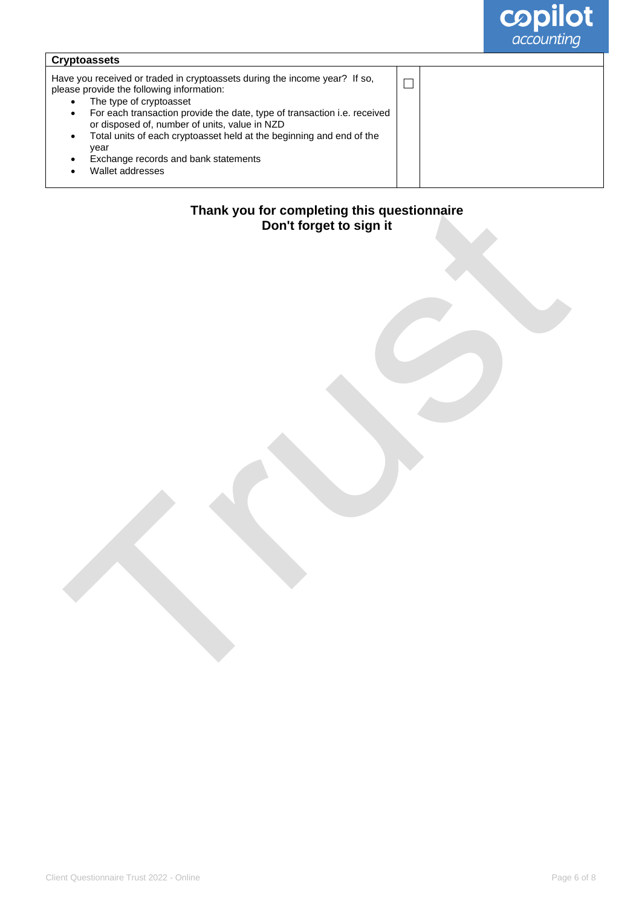| Cryptoassets | | |
|---|---|---|
| Have you received or traded in cryptoassets during the income year? If so, please provide the following information:<br>• The type of cryptoasset<br>• For each transaction provide the date, type of transaction i.e. received or disposed of, number of units, value in NZD<br>• Total units of each cryptoasset held at the beginning and end of the year<br>• Exchange records and bank statements<br>• Wallet addresses | ☐ | |

**Thank you for completing this questionnaire**
**Don't forget to sign it**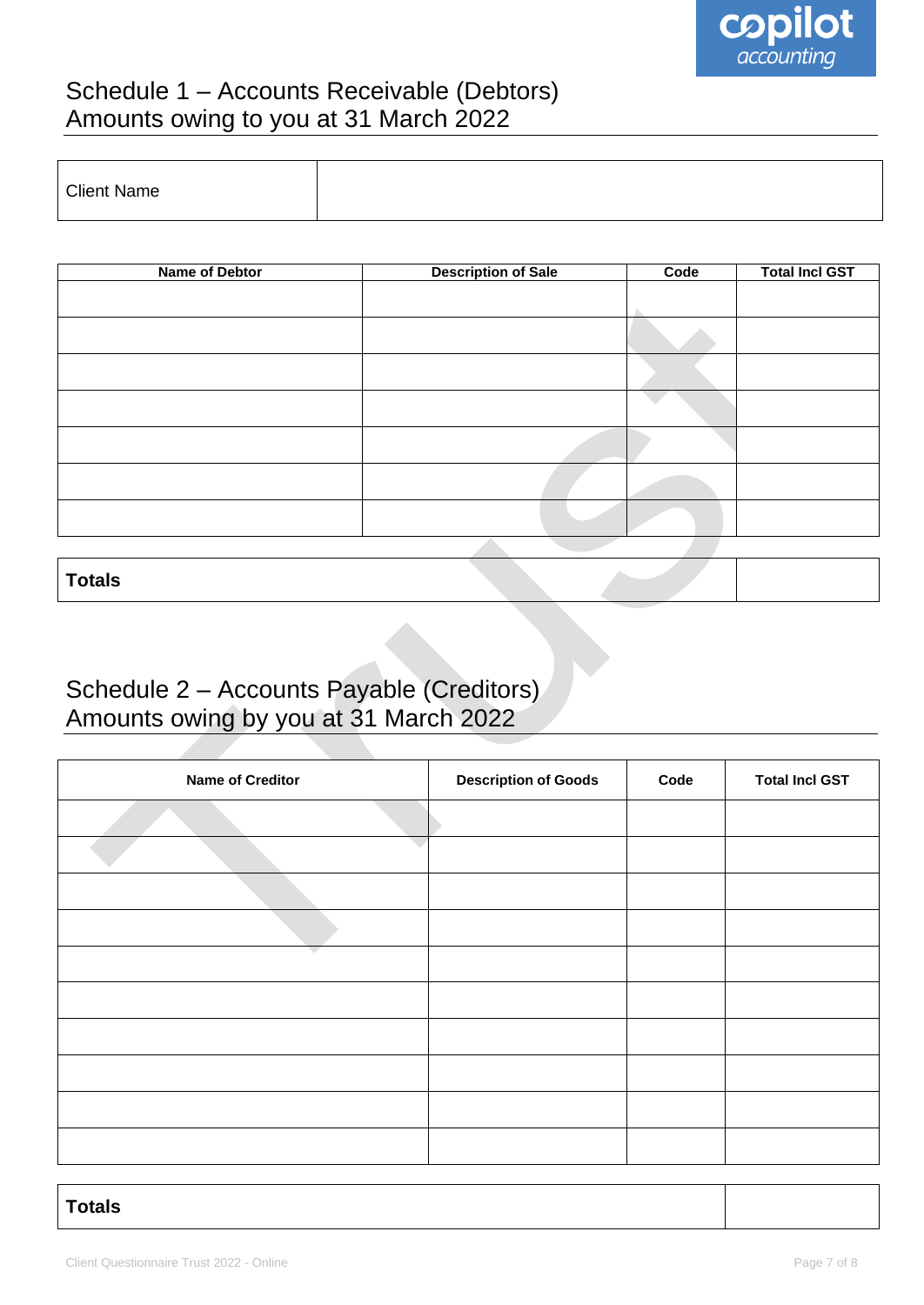## Schedule 1 – Accounts Receivable (Debtors)
## Amounts owing to you at 31 March 2022

| Client Name | |
|---|---|

| Name of Debtor | Description of Sale | Code | Total Incl GST |
|---|---|---|---|
| | | | |
| | | | |
| | | | |
| | | | |
| | | | |
| | | | |
| | | | |

| **Totals** | |
|---|---|

## Schedule 2 – Accounts Payable (Creditors)
## Amounts owing by you at 31 March 2022

| Name of Creditor | Description of Goods | Code | Total Incl GST |
|---|---|---|---|
| | | | |
| | | | |
| | | | |
| | | | |
| | | | |
| | | | |
| | | | |
| | | | |
| | | | |
| | | | |

| **Totals** | |
|---|---|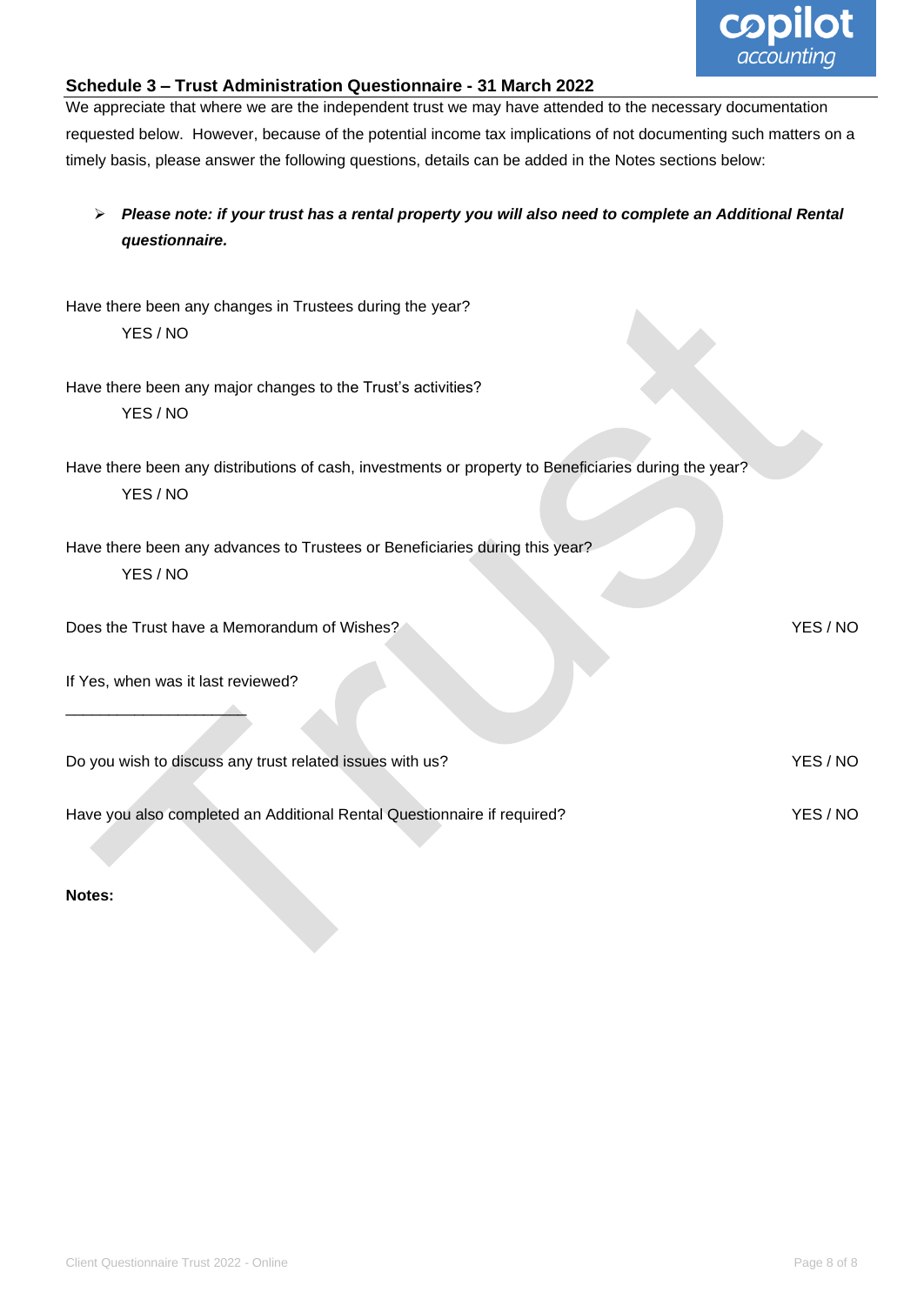## Schedule 3 – Trust Administration Questionnaire - 31 March 2022

We appreciate that where we are the independent trust we may have attended to the necessary documentation requested below. However, because of the potential income tax implications of not documenting such matters on a timely basis, please answer the following questions, details can be added in the Notes sections below:

- ***Please note: if your trust has a rental property you will also need to complete an Additional Rental questionnaire.***

Have there been any changes in Trustees during the year?

YES / NO

Have there been any major changes to the Trust's activities?

YES / NO

Have there been any distributions of cash, investments or property to Beneficiaries during the year?

YES / NO

Have there been any advances to Trustees or Beneficiaries during this year?

YES / NO

Does the Trust have a Memorandum of Wishes? YES / NO

If Yes, when was it last reviewed?

_____________________

Do you wish to discuss any trust related issues with us? YES / NO

Have you also completed an Additional Rental Questionnaire if required? YES / NO

**Notes:**